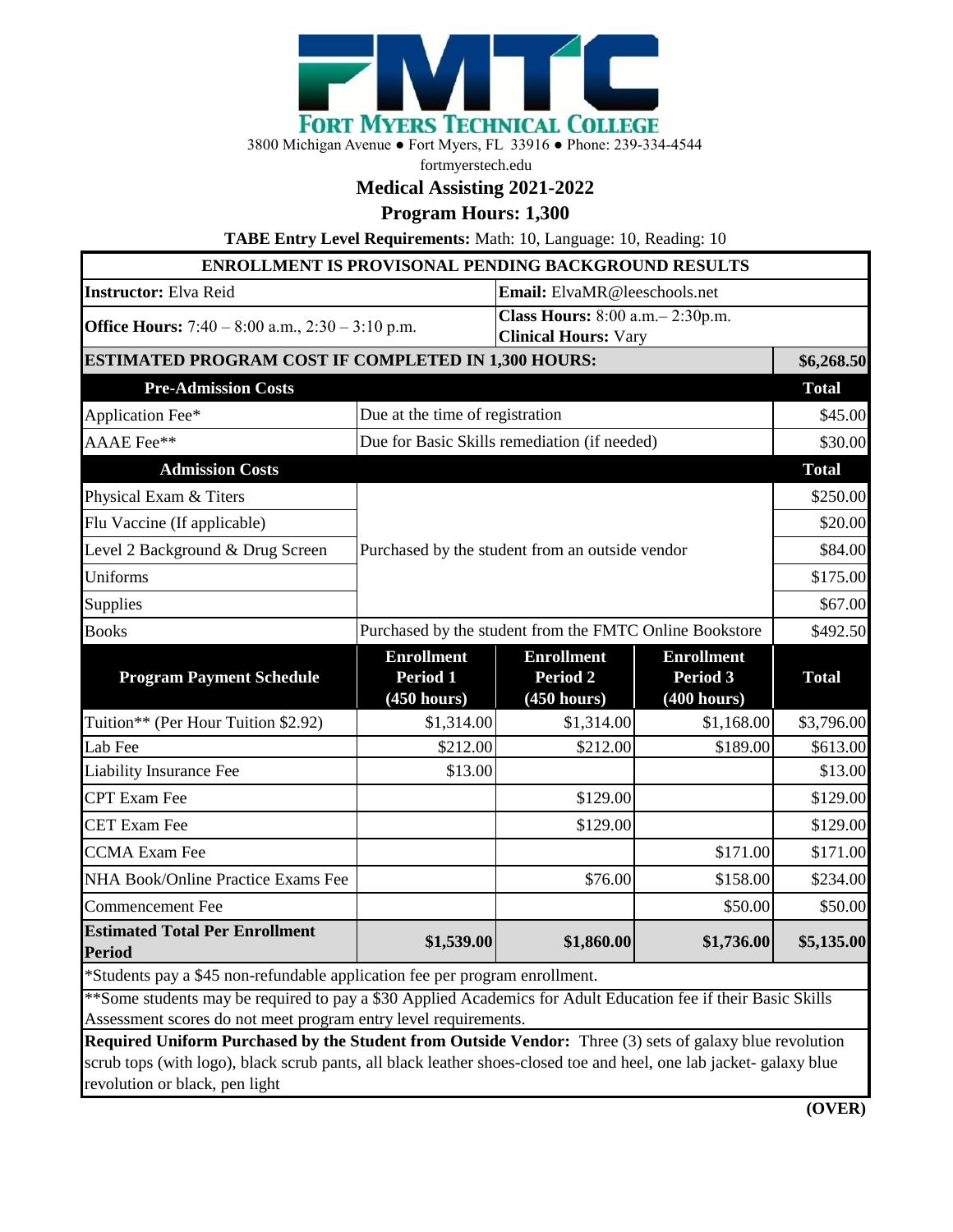# FORT MYERS TECHNICAL COLLEGE

3800 Michigan Avenue ● Fort Myers, FL 33916 ● Phone: 239-334-4544

fortmyerstech.edu

## Medical Assisting 2021-2022

## Program Hours: 1,300

**TABE Entry Level Requirements:** Math: 10, Language: 10, Reading: 10

| ENROLLMENT IS PROVISONAL PENDING BACKGROUND RESULTS | | | | |
|---|---|---|---|---|
| **Instructor:** Elva Reid | | **Email:** ElvaMR@leeschools.net | | |
| **Office Hours:** 7:40 – 8:00 a.m., 2:30 – 3:10 p.m. | | **Class Hours:** 8:00 a.m.– 2:30p.m. **Clinical Hours:** Vary | | |
| **ESTIMATED PROGRAM COST IF COMPLETED IN 1,300 HOURS:** | | | | **$6,268.50** |
| **Pre-Admission Costs** | | | | **Total** |
| Application Fee* | Due at the time of registration | | | $45.00 |
| AAAE Fee** | Due for Basic Skills remediation (if needed) | | | $30.00 |
| **Admission Costs** | | | | **Total** |
| Physical Exam & Titers | Purchased by the student from an outside vendor | | | $250.00 |
| Flu Vaccine (If applicable) | | | | $20.00 |
| Level 2 Background & Drug Screen | | | | $84.00 |
| Uniforms | | | | $175.00 |
| Supplies | | | | $67.00 |
| Books | Purchased by the student from the FMTC Online Bookstore | | | $492.50 |
| **Program Payment Schedule** | **Enrollment Period 1 (450 hours)** | **Enrollment Period 2 (450 hours)** | **Enrollment Period 3 (400 hours)** | **Total** |
| Tuition** (Per Hour Tuition $2.92) | $1,314.00 | $1,314.00 | $1,168.00 | $3,796.00 |
| Lab Fee | $212.00 | $212.00 | $189.00 | $613.00 |
| Liability Insurance Fee | $13.00 | | | $13.00 |
| CPT Exam Fee | | $129.00 | | $129.00 |
| CET Exam Fee | | $129.00 | | $129.00 |
| CCMA Exam Fee | | | $171.00 | $171.00 |
| NHA Book/Online Practice Exams Fee | | $76.00 | $158.00 | $234.00 |
| Commencement Fee | | | $50.00 | $50.00 |
| **Estimated Total Per Enrollment Period** | **$1,539.00** | **$1,860.00** | **$1,736.00** | **$5,135.00** |

*Students pay a $45 non-refundable application fee per program enrollment.

**Some students may be required to pay a $30 Applied Academics for Adult Education fee if their Basic Skills Assessment scores do not meet program entry level requirements.

**Required Uniform Purchased by the Student from Outside Vendor:** Three (3) sets of galaxy blue revolution scrub tops (with logo), black scrub pants, all black leather shoes-closed toe and heel, one lab jacket- galaxy blue revolution or black, pen light

**(OVER)**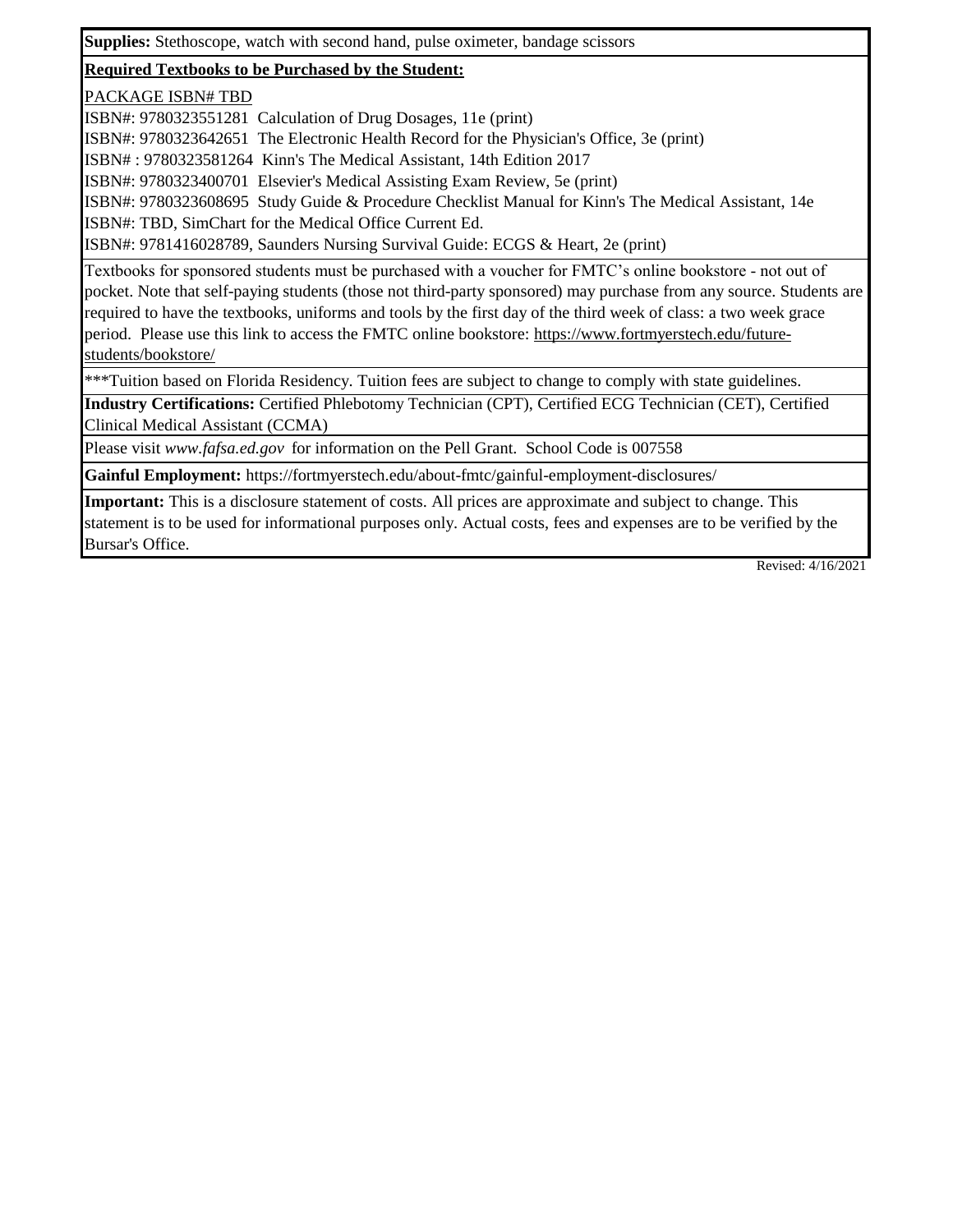**Supplies:** Stethoscope, watch with second hand, pulse oximeter, bandage scissors

**Required Textbooks to be Purchased by the Student:**

PACKAGE ISBN# TBD

ISBN#: 9780323551281 Calculation of Drug Dosages, 11e (print)
ISBN#: 9780323642651 The Electronic Health Record for the Physician's Office, 3e (print)
ISBN# : 9780323581264 Kinn's The Medical Assistant, 14th Edition 2017
ISBN#: 9780323400701 Elsevier's Medical Assisting Exam Review, 5e (print)
ISBN#: 9780323608695 Study Guide & Procedure Checklist Manual for Kinn's The Medical Assistant, 14e
ISBN#: TBD, SimChart for the Medical Office Current Ed.
ISBN#: 9781416028789, Saunders Nursing Survival Guide: ECGS & Heart, 2e (print)

Textbooks for sponsored students must be purchased with a voucher for FMTC's online bookstore - not out of pocket. Note that self-paying students (those not third-party sponsored) may purchase from any source. Students are required to have the textbooks, uniforms and tools by the first day of the third week of class: a two week grace period. Please use this link to access the FMTC online bookstore: https://www.fortmyerstech.edu/future-students/bookstore/

***Tuition based on Florida Residency. Tuition fees are subject to change to comply with state guidelines.

**Industry Certifications:** Certified Phlebotomy Technician (CPT), Certified ECG Technician (CET), Certified Clinical Medical Assistant (CCMA)

Please visit *www.fafsa.ed.gov* for information on the Pell Grant. School Code is 007558

**Gainful Employment:** https://fortmyerstech.edu/about-fmtc/gainful-employment-disclosures/

**Important:** This is a disclosure statement of costs. All prices are approximate and subject to change. This statement is to be used for informational purposes only. Actual costs, fees and expenses are to be verified by the Bursar's Office.

Revised: 4/16/2021